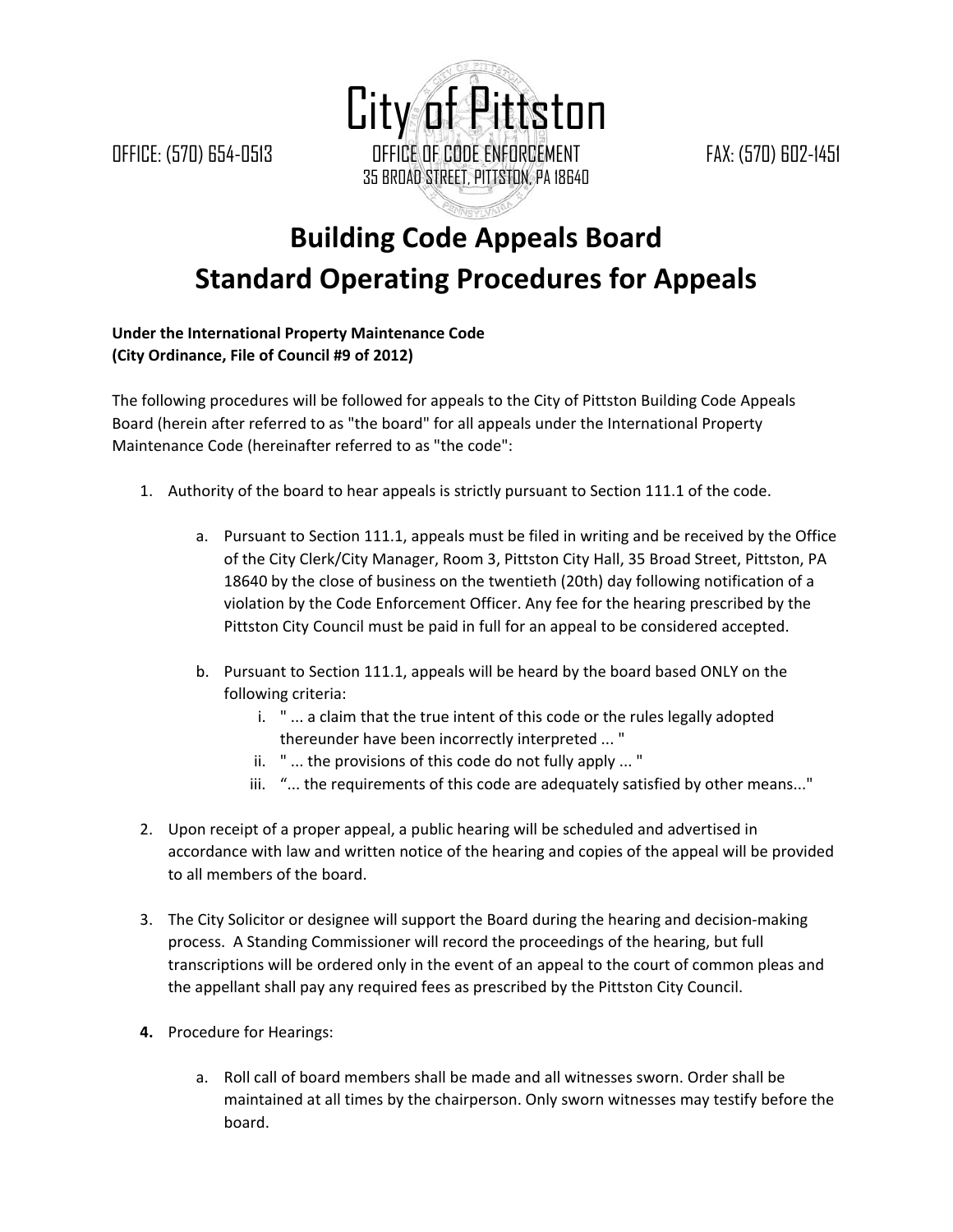# City of Pittston

OFFICE: (570) 654-0513 OFFICE OF CODE ENFORCEMENT FAX: (570) 602-1451

35 BROAD STREET, PITTSTON, PA 18640

## Building Code Appeals Board
## Standard Operating Procedures for Appeals

**Under the International Property Maintenance Code**
**(City Ordinance, File of Council #9 of 2012)**

The following procedures will be followed for appeals to the City of Pittston Building Code Appeals Board (herein after referred to as "the board" for all appeals under the International Property Maintenance Code (hereinafter referred to as "the code":

1. Authority of the board to hear appeals is strictly pursuant to Section 111.1 of the code.

    a. Pursuant to Section 111.1, appeals must be filed in writing and be received by the Office of the City Clerk/City Manager, Room 3, Pittston City Hall, 35 Broad Street, Pittston, PA 18640 by the close of business on the twentieth (20th) day following notification of a violation by the Code Enforcement Officer. Any fee for the hearing prescribed by the Pittston City Council must be paid in full for an appeal to be considered accepted.

    b. Pursuant to Section 111.1, appeals will be heard by the board based ONLY on the following criteria:
        i. " ... a claim that the true intent of this code or the rules legally adopted thereunder have been incorrectly interpreted ... "
        ii. " ... the provisions of this code do not fully apply ... "
        iii. "... the requirements of this code are adequately satisfied by other means..."

2. Upon receipt of a proper appeal, a public hearing will be scheduled and advertised in accordance with law and written notice of the hearing and copies of the appeal will be provided to all members of the board.

3. The City Solicitor or designee will support the Board during the hearing and decision-making process. A Standing Commissioner will record the proceedings of the hearing, but full transcriptions will be ordered only in the event of an appeal to the court of common pleas and the appellant shall pay any required fees as prescribed by the Pittston City Council.

4. Procedure for Hearings:

    a. Roll call of board members shall be made and all witnesses sworn. Order shall be maintained at all times by the chairperson. Only sworn witnesses may testify before the board.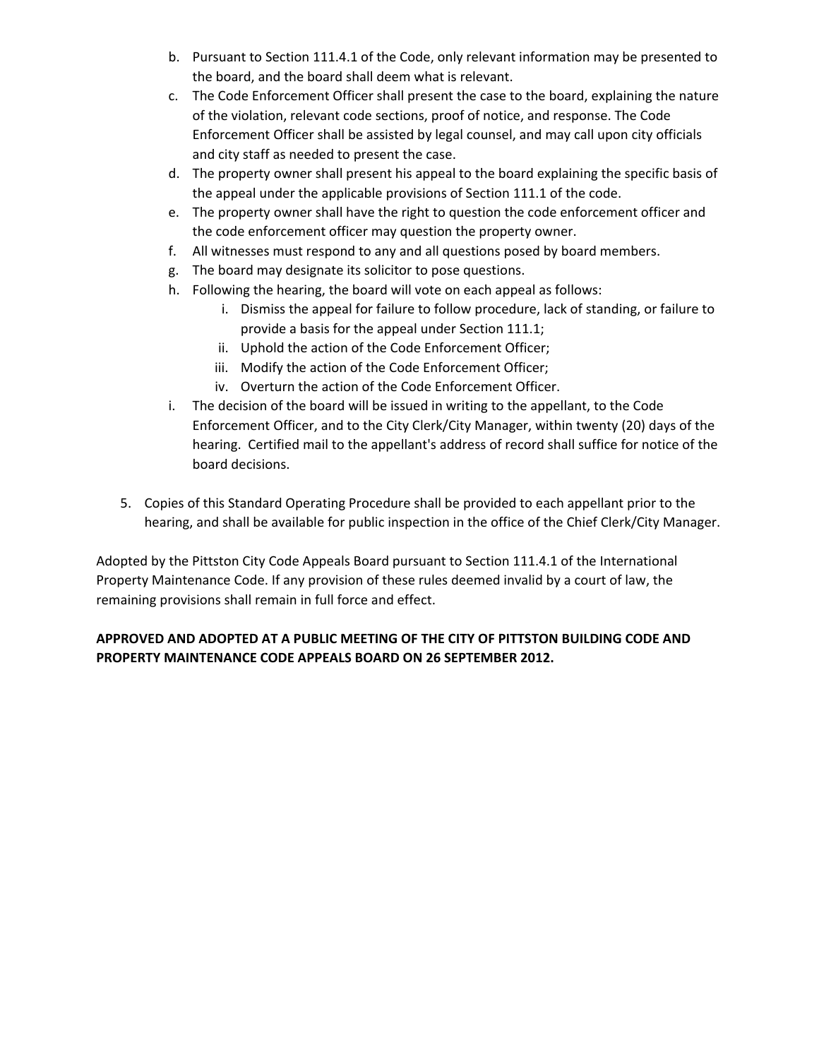b. Pursuant to Section 111.4.1 of the Code, only relevant information may be presented to the board, and the board shall deem what is relevant.

c. The Code Enforcement Officer shall present the case to the board, explaining the nature of the violation, relevant code sections, proof of notice, and response. The Code Enforcement Officer shall be assisted by legal counsel, and may call upon city officials and city staff as needed to present the case.

d. The property owner shall present his appeal to the board explaining the specific basis of the appeal under the applicable provisions of Section 111.1 of the code.

e. The property owner shall have the right to question the code enforcement officer and the code enforcement officer may question the property owner.

f. All witnesses must respond to any and all questions posed by board members.

g. The board may designate its solicitor to pose questions.

h. Following the hearing, the board will vote on each appeal as follows:

   i. Dismiss the appeal for failure to follow procedure, lack of standing, or failure to provide a basis for the appeal under Section 111.1;

   ii. Uphold the action of the Code Enforcement Officer;

   iii. Modify the action of the Code Enforcement Officer;

   iv. Overturn the action of the Code Enforcement Officer.

i. The decision of the board will be issued in writing to the appellant, to the Code Enforcement Officer, and to the City Clerk/City Manager, within twenty (20) days of the hearing. Certified mail to the appellant's address of record shall suffice for notice of the board decisions.

5. Copies of this Standard Operating Procedure shall be provided to each appellant prior to the hearing, and shall be available for public inspection in the office of the Chief Clerk/City Manager.

Adopted by the Pittston City Code Appeals Board pursuant to Section 111.4.1 of the International Property Maintenance Code. If any provision of these rules deemed invalid by a court of law, the remaining provisions shall remain in full force and effect.

**APPROVED AND ADOPTED AT A PUBLIC MEETING OF THE CITY OF PITTSTON BUILDING CODE AND PROPERTY MAINTENANCE CODE APPEALS BOARD ON 26 SEPTEMBER 2012.**